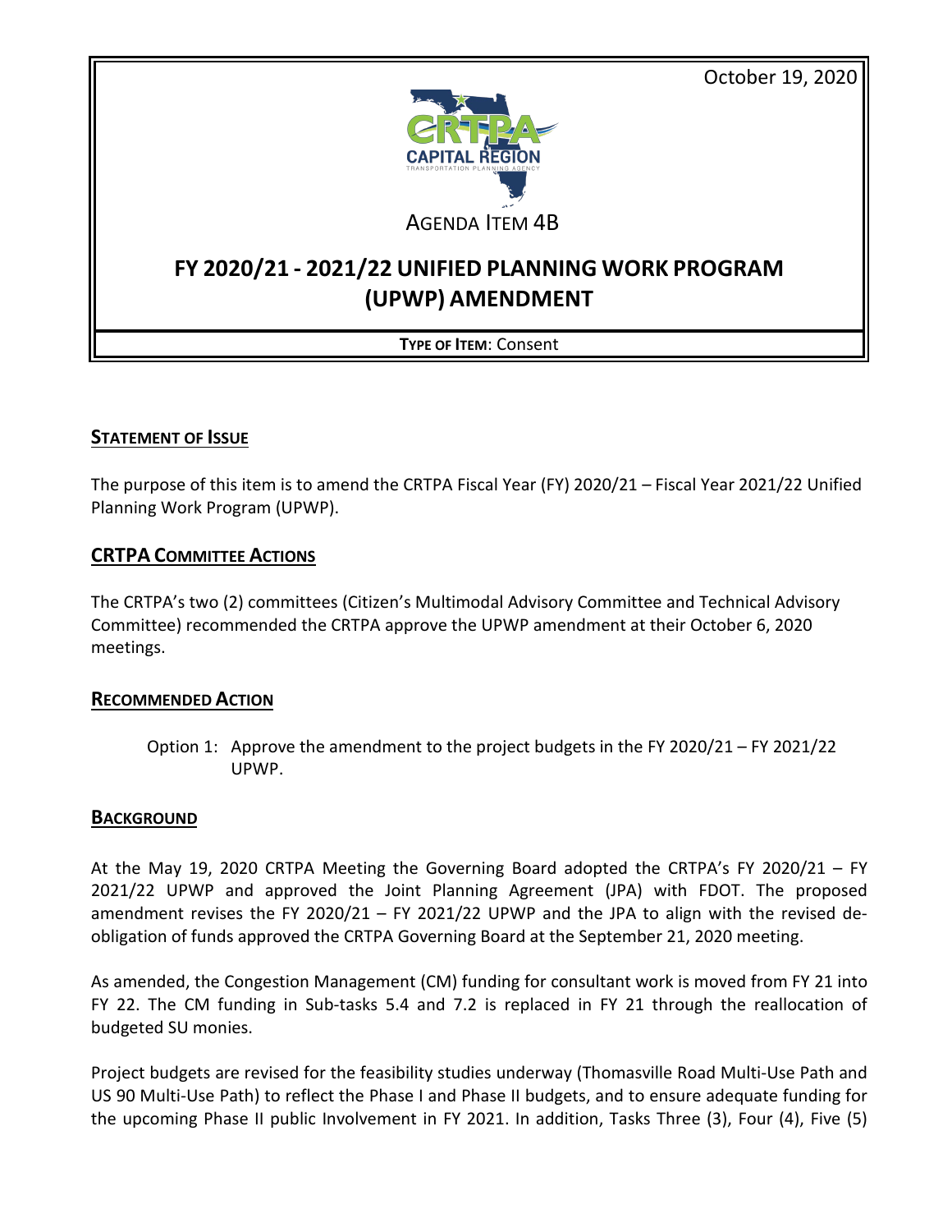October 19, 2020

AGENDA ITEM 4B

# FY 2020/21 - 2021/22 UNIFIED PLANNING WORK PROGRAM (UPWP) AMENDMENT

**TYPE OF ITEM**: Consent

## STATEMENT OF ISSUE

The purpose of this item is to amend the CRTPA Fiscal Year (FY) 2020/21 – Fiscal Year 2021/22 Unified Planning Work Program (UPWP).

## CRTPA COMMITTEE ACTIONS

The CRTPA's two (2) committees (Citizen's Multimodal Advisory Committee and Technical Advisory Committee) recommended the CRTPA approve the UPWP amendment at their October 6, 2020 meetings.

## RECOMMENDED ACTION

Option 1: Approve the amendment to the project budgets in the FY 2020/21 – FY 2021/22 UPWP.

## BACKGROUND

At the May 19, 2020 CRTPA Meeting the Governing Board adopted the CRTPA's FY 2020/21 – FY 2021/22 UPWP and approved the Joint Planning Agreement (JPA) with FDOT. The proposed amendment revises the FY 2020/21 – FY 2021/22 UPWP and the JPA to align with the revised de-obligation of funds approved the CRTPA Governing Board at the September 21, 2020 meeting.

As amended, the Congestion Management (CM) funding for consultant work is moved from FY 21 into FY 22. The CM funding in Sub-tasks 5.4 and 7.2 is replaced in FY 21 through the reallocation of budgeted SU monies.

Project budgets are revised for the feasibility studies underway (Thomasville Road Multi-Use Path and US 90 Multi-Use Path) to reflect the Phase I and Phase II budgets, and to ensure adequate funding for the upcoming Phase II public Involvement in FY 2021. In addition, Tasks Three (3), Four (4), Five (5)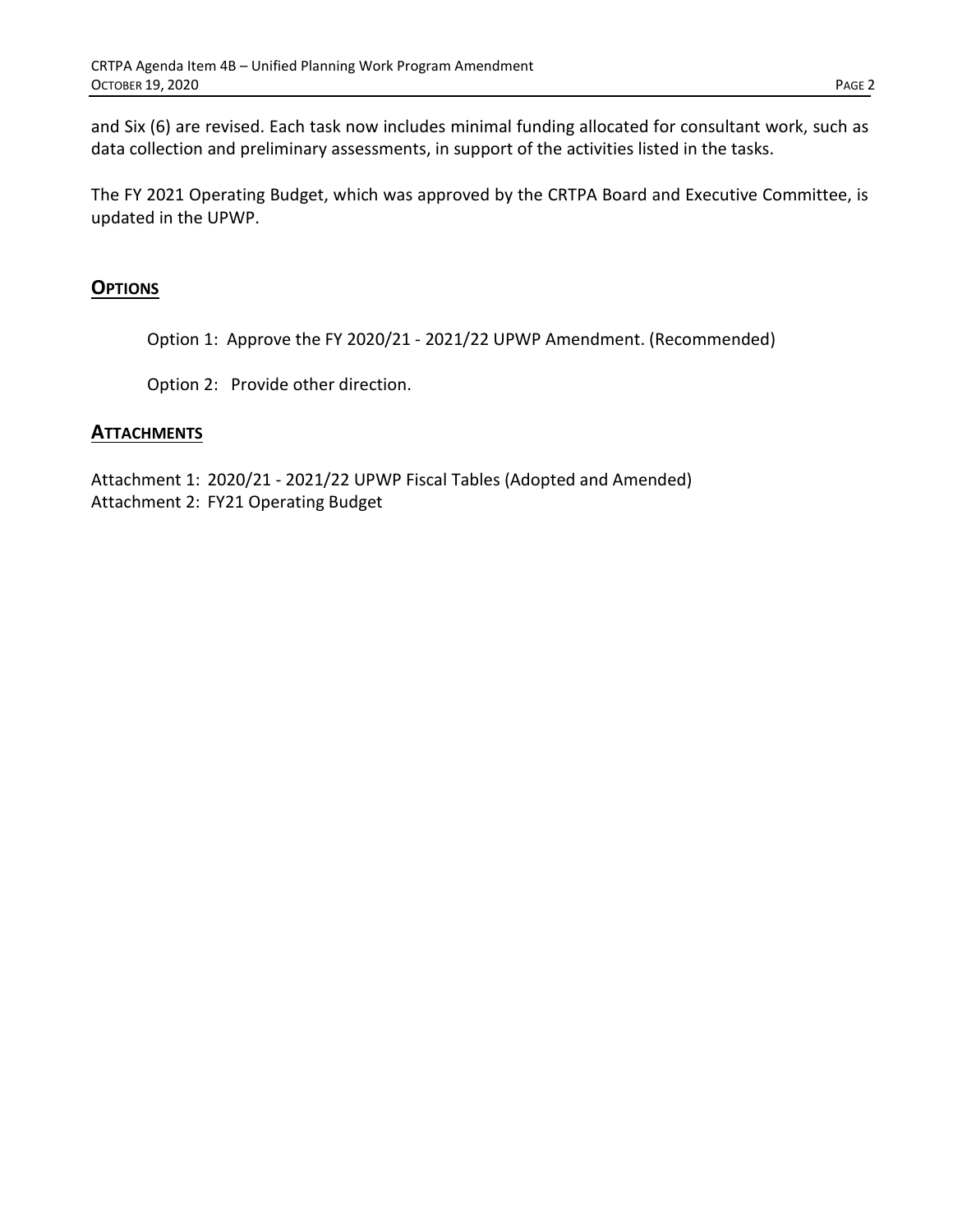and Six (6) are revised. Each task now includes minimal funding allocated for consultant work, such as data collection and preliminary assessments, in support of the activities listed in the tasks.

The FY 2021 Operating Budget, which was approved by the CRTPA Board and Executive Committee, is updated in the UPWP.

## **OPTIONS**

Option 1: Approve the FY 2020/21 - 2021/22 UPWP Amendment. (Recommended)

Option 2: Provide other direction.

## **ATTACHMENTS**

Attachment 1: 2020/21 - 2021/22 UPWP Fiscal Tables (Adopted and Amended)
Attachment 2: FY21 Operating Budget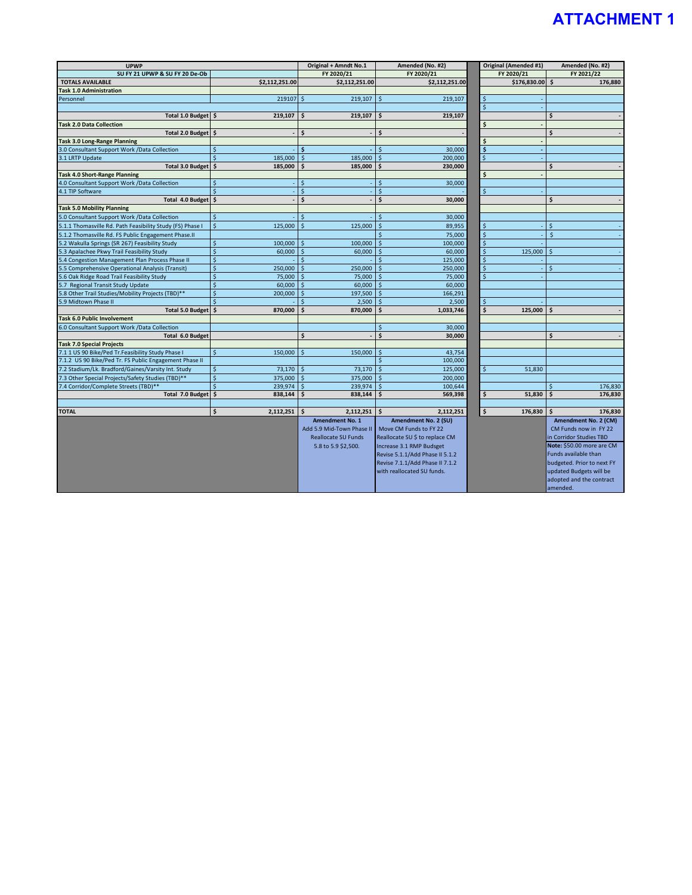# ATTACHMENT 1

| UPWP | | Original + Amndt No.1 | Amended (No. #2) | | Original (Amended #1) | Amended (No. #2) |
|---|---|---|---|---|---|---|
| SU FY 21 UPWP & SU FY 20 De-Ob | | FY 2020/21 | FY 2020/21 | | FY 2020/21 | FY 2021/22 |
| TOTALS AVAILABLE | $2,112,251.00 | $2,112,251.00 | $2,112,251.00 | | $176,830.00 | $ 176,880 |
| **Task 1.0 Administration** | | | | | | |
| Personnel | 219107 | $ 219,107 | $ 219,107 | | $ - | |
| | | | | | $ - | |
| **Total 1.0 Budget** | **$ 219,107** | **$ 219,107** | **$ 219,107** | | | **$ -** |
| **Task 2.0 Data Collection** | | | | | **$ -** | |
| **Total 2.0 Budget** | **$ -** | **$ -** | **$ -** | | | **$ -** |
| **Task 3.0 Long-Range Planning** | | | | | **$ -** | |
| 3.0 Consultant Support Work /Data Collection | $ - | $ - | $ 30,000 | | $ - | |
| 3.1 LRTP Update | $ 185,000 | $ 185,000 | $ 200,000 | | $ - | |
| **Total 3.0 Budget** | **$ 185,000** | **$ 185,000** | **$ 230,000** | | | **$ -** |
| **Task 4.0 Short-Range Planning** | | | | | **$ -** | |
| 4.0 Consultant Support Work /Data Collection | $ - | $ - | $ 30,000 | | | |
| 4.1 TIP Software | $ - | $ - | $ - | | $ - | |
| **Total 4.0 Budget** | **$ -** | **$ -** | **$ 30,000** | | | **$ -** |
| **Task 5.0 Mobility Planning** | | | | | | |
| 5.0 Consultant Support Work /Data Collection | $ - | $ - | $ 30,000 | | | |
| 5.1.1 Thomasville Rd. Path Feasibility Study (FS) Phase I | $ 125,000 | $ 125,000 | $ 89,955 | | $ - | $ - |
| 5.1.2 Thomasville Rd. FS Public Engagement Phase.II | | | $ 75,000 | | $ - | $ - |
| 5.2 Wakulla Springs (SR 267) Feasibility Study | $ 100,000 | $ 100,000 | $ 100,000 | | $ - | |
| 5.3 Apalachee Pkwy Trail Feasibility Study | $ 60,000 | $ 60,000 | $ 60,000 | | $ 125,000 | $ - |
| 5.4 Congestion Management Plan Process Phase II | $ - | $ - | $ 125,000 | | $ - | |
| 5.5 Comprehensive Operational Analysis (Transit) | $ 250,000 | $ 250,000 | $ 250,000 | | $ - | $ - |
| 5.6 Oak Ridge Road Trail Feasibility Study | $ 75,000 | $ 75,000 | $ 75,000 | | $ - | |
| 5.7 Regional Transit Study Update | $ 60,000 | $ 60,000 | $ 60,000 | | | |
| 5.8 Other Trail Studies/Mobility Projects (TBD)** | $ 200,000 | $ 197,500 | $ 166,291 | | | |
| 5.9 Midtown Phase II | $ - | $ 2,500 | $ 2,500 | | $ - | |
| **Total 5.0 Budget** | **$ 870,000** | **$ 870,000** | **$ 1,033,746** | | **$ 125,000** | **$ -** |
| **Task 6.0 Public Involvement** | | | | | | |
| 6.0 Consultant Support Work /Data Collection | | | $ 30,000 | | | |
| **Total 6.0 Budget** | | **$ -** | **$ 30,000** | | | **$ -** |
| **Task 7.0 Special Projects** | | | | | | |
| 7.1 1 US 90 Bike/Ped Tr.Feasibility Study Phase I | $ 150,000 | $ 150,000 | $ 43,754 | | | |
| 7.1.2 US 90 Bike/Ped Tr. FS Public Engagement Phase II | | | $ 100,000 | | | |
| 7.2 Stadium/Lk. Bradford/Gaines/Varsity Int. Study | $ 73,170 | $ 73,170 | $ 125,000 | | $ 51,830 | |
| 7.3 Other Special Projects/Safety Studies (TBD)** | $ 375,000 | $ 375,000 | $ 200,000 | | | |
| 7.4 Corridor/Complete Streets (TBD)** | $ 239,974 | $ 239,974 | $ 100,644 | | | $ 176,830 |
| **Total 7.0 Budget** | **$ 838,144** | **$ 838,144** | **$ 569,398** | | **$ 51,830** | **$ 176,830** |
| | | | | | | |
| **TOTAL** | **$ 2,112,251** | **$ 2,112,251** | **$ 2,112,251** | | **$ 176,830** | **$ 176,830** |
| | | **Amendment No. 1** Add 5.9 Mid-Town Phase II Reallocate SU Funds 5.8 to 5.9 $2,500. | **Amendment No. 2 (SU)** Move CM Funds to FY 22 Reallocate SU $ to replace CM Increase 3.1 RMP Budget Revise 5.1.1/Add Phase II 5.1.2 Revise 7.1.1/Add Phase II 7.1.2 with reallocated SU funds. | | | **Amendment No. 2 (CM)** CM Funds now in FY 22 in Corridor Studies TBD **Note:** $50.00 more are CM Funds available than budgeted. Prior to next FY updated Budgets will be adopted and the contract amended. |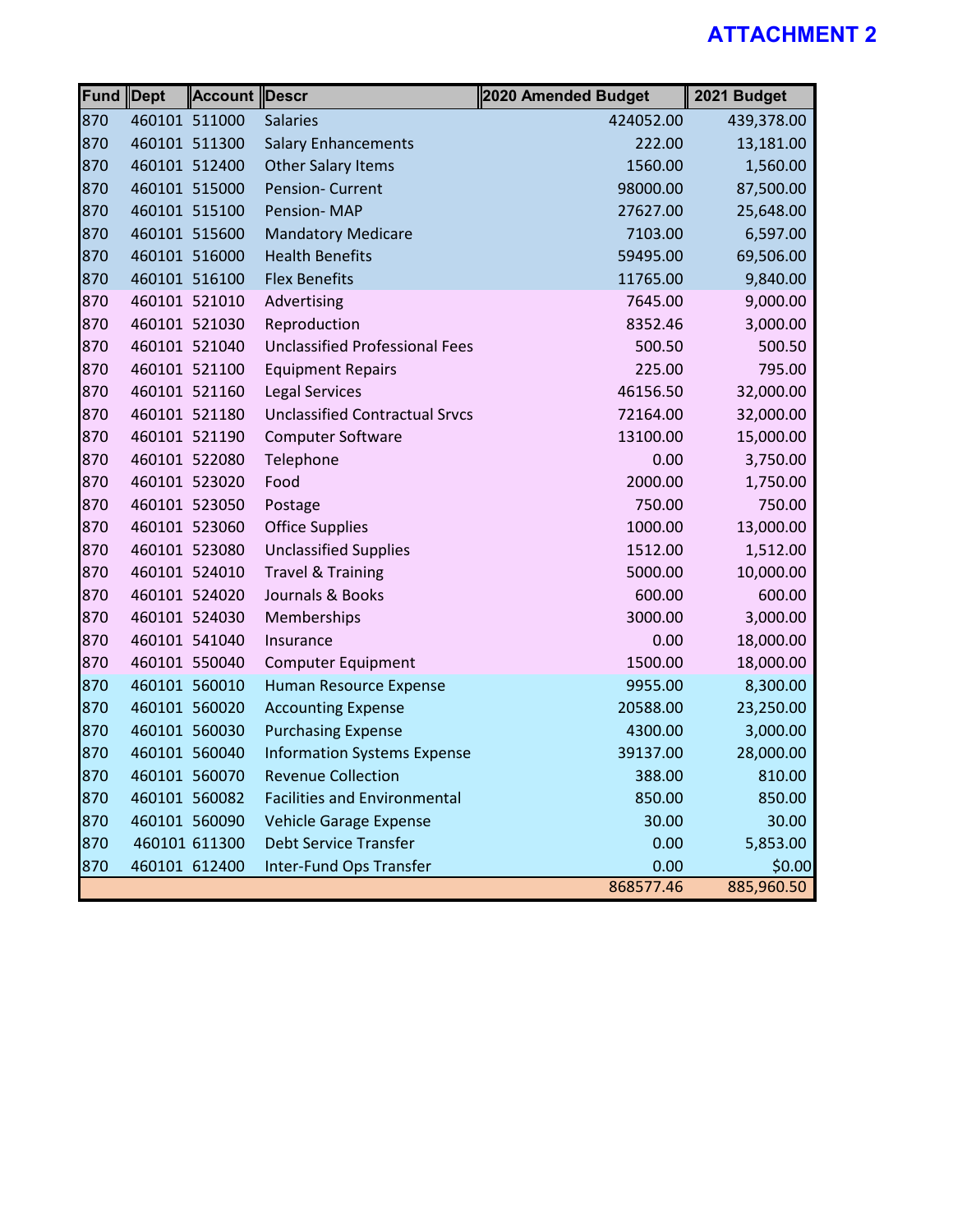# ATTACHMENT 2

| Fund | Dept | Account | Descr | 2020 Amended Budget | 2021 Budget |
|---|---|---|---|---|---|
| 870 | 460101 | 511000 | Salaries | 424052.00 | 439,378.00 |
| 870 | 460101 | 511300 | Salary Enhancements | 222.00 | 13,181.00 |
| 870 | 460101 | 512400 | Other Salary Items | 1560.00 | 1,560.00 |
| 870 | 460101 | 515000 | Pension- Current | 98000.00 | 87,500.00 |
| 870 | 460101 | 515100 | Pension- MAP | 27627.00 | 25,648.00 |
| 870 | 460101 | 515600 | Mandatory Medicare | 7103.00 | 6,597.00 |
| 870 | 460101 | 516000 | Health Benefits | 59495.00 | 69,506.00 |
| 870 | 460101 | 516100 | Flex Benefits | 11765.00 | 9,840.00 |
| 870 | 460101 | 521010 | Advertising | 7645.00 | 9,000.00 |
| 870 | 460101 | 521030 | Reproduction | 8352.46 | 3,000.00 |
| 870 | 460101 | 521040 | Unclassified Professional Fees | 500.50 | 500.50 |
| 870 | 460101 | 521100 | Equipment Repairs | 225.00 | 795.00 |
| 870 | 460101 | 521160 | Legal Services | 46156.50 | 32,000.00 |
| 870 | 460101 | 521180 | Unclassified Contractual Srvcs | 72164.00 | 32,000.00 |
| 870 | 460101 | 521190 | Computer Software | 13100.00 | 15,000.00 |
| 870 | 460101 | 522080 | Telephone | 0.00 | 3,750.00 |
| 870 | 460101 | 523020 | Food | 2000.00 | 1,750.00 |
| 870 | 460101 | 523050 | Postage | 750.00 | 750.00 |
| 870 | 460101 | 523060 | Office Supplies | 1000.00 | 13,000.00 |
| 870 | 460101 | 523080 | Unclassified Supplies | 1512.00 | 1,512.00 |
| 870 | 460101 | 524010 | Travel & Training | 5000.00 | 10,000.00 |
| 870 | 460101 | 524020 | Journals & Books | 600.00 | 600.00 |
| 870 | 460101 | 524030 | Memberships | 3000.00 | 3,000.00 |
| 870 | 460101 | 541040 | Insurance | 0.00 | 18,000.00 |
| 870 | 460101 | 550040 | Computer Equipment | 1500.00 | 18,000.00 |
| 870 | 460101 | 560010 | Human Resource Expense | 9955.00 | 8,300.00 |
| 870 | 460101 | 560020 | Accounting Expense | 20588.00 | 23,250.00 |
| 870 | 460101 | 560030 | Purchasing Expense | 4300.00 | 3,000.00 |
| 870 | 460101 | 560040 | Information Systems Expense | 39137.00 | 28,000.00 |
| 870 | 460101 | 560070 | Revenue Collection | 388.00 | 810.00 |
| 870 | 460101 | 560082 | Facilities and Environmental | 850.00 | 850.00 |
| 870 | 460101 | 560090 | Vehicle Garage Expense | 30.00 | 30.00 |
| 870 | 460101 | 611300 | Debt Service Transfer | 0.00 | 5,853.00 |
| 870 | 460101 | 612400 | Inter-Fund Ops Transfer | 0.00 | $0.00 |
| | | | | 868577.46 | 885,960.50 |